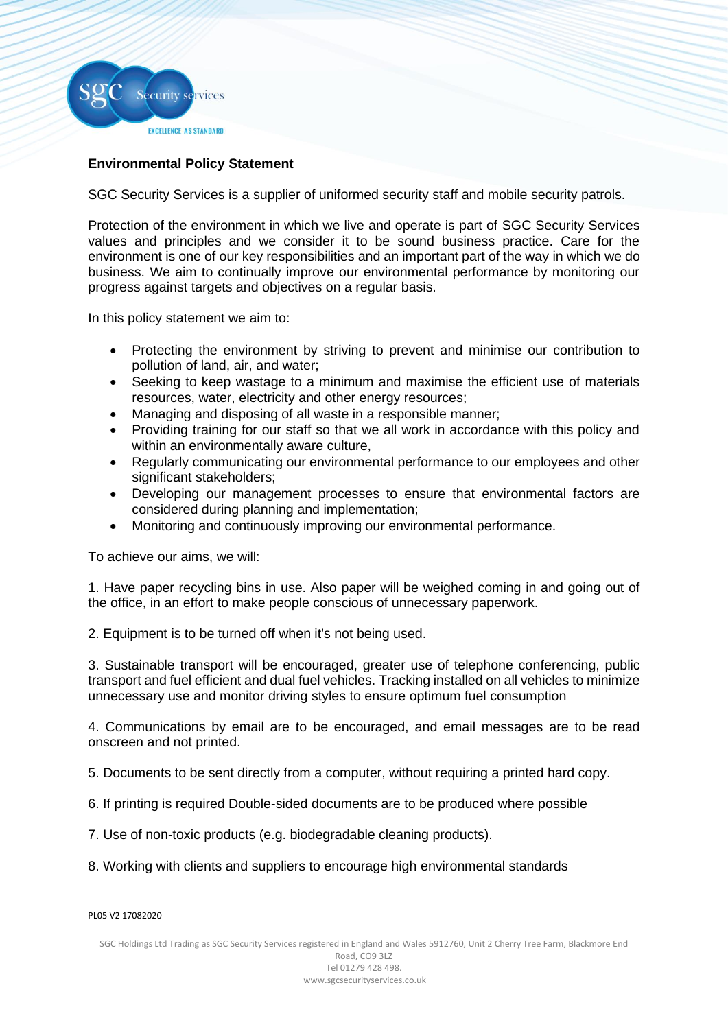## Environmental Policy Statement

SGC Security Services is a supplier of uniformed security staff and mobile security patrols.

Protection of the environment in which we live and operate is part of SGC Security Services values and principles and we consider it to be sound business practice. Care for the environment is one of our key responsibilities and an important part of the way in which we do business. We aim to continually improve our environmental performance by monitoring our progress against targets and objectives on a regular basis.

In this policy statement we aim to:

- Protecting the environment by striving to prevent and minimise our contribution to pollution of land, air, and water;
- Seeking to keep wastage to a minimum and maximise the efficient use of materials resources, water, electricity and other energy resources;
- Managing and disposing of all waste in a responsible manner;
- Providing training for our staff so that we all work in accordance with this policy and within an environmentally aware culture,
- Regularly communicating our environmental performance to our employees and other significant stakeholders;
- Developing our management processes to ensure that environmental factors are considered during planning and implementation;
- Monitoring and continuously improving our environmental performance.

To achieve our aims, we will:

1. Have paper recycling bins in use. Also paper will be weighed coming in and going out of the office, in an effort to make people conscious of unnecessary paperwork.

2. Equipment is to be turned off when it's not being used.

3. Sustainable transport will be encouraged, greater use of telephone conferencing, public transport and fuel efficient and dual fuel vehicles. Tracking installed on all vehicles to minimize unnecessary use and monitor driving styles to ensure optimum fuel consumption

4. Communications by email are to be encouraged, and email messages are to be read onscreen and not printed.

5. Documents to be sent directly from a computer, without requiring a printed hard copy.

6. If printing is required Double-sided documents are to be produced where possible

7. Use of non-toxic products (e.g. biodegradable cleaning products).

8. Working with clients and suppliers to encourage high environmental standards

PL05 V2 17082020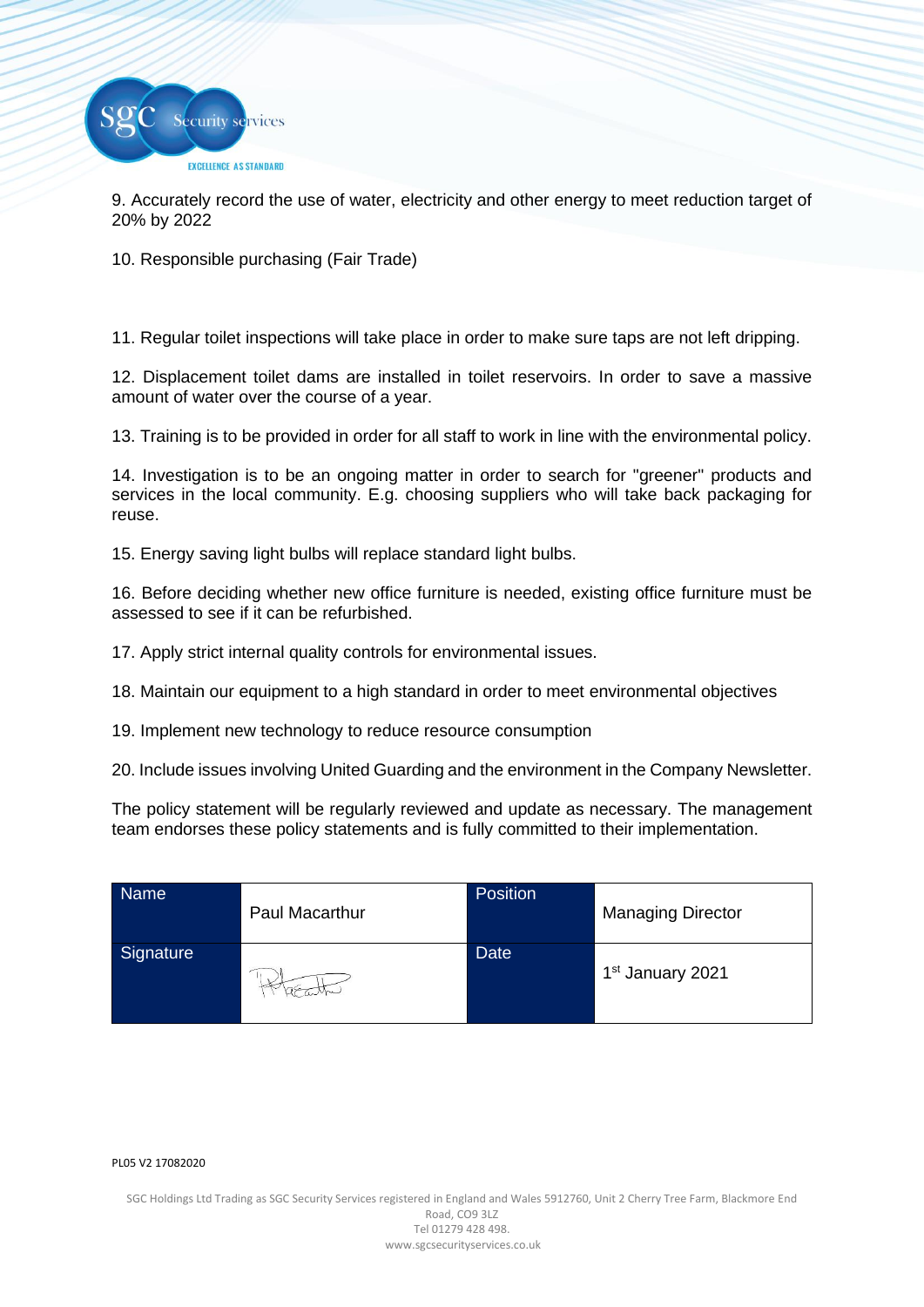9. Accurately record the use of water, electricity and other energy to meet reduction target of 20% by 2022

10. Responsible purchasing (Fair Trade)

11. Regular toilet inspections will take place in order to make sure taps are not left dripping.

12. Displacement toilet dams are installed in toilet reservoirs. In order to save a massive amount of water over the course of a year.

13. Training is to be provided in order for all staff to work in line with the environmental policy.

14. Investigation is to be an ongoing matter in order to search for "greener" products and services in the local community. E.g. choosing suppliers who will take back packaging for reuse.

15. Energy saving light bulbs will replace standard light bulbs.

16. Before deciding whether new office furniture is needed, existing office furniture must be assessed to see if it can be refurbished.

17. Apply strict internal quality controls for environmental issues.

18. Maintain our equipment to a high standard in order to meet environmental objectives

19. Implement new technology to reduce resource consumption

20. Include issues involving United Guarding and the environment in the Company Newsletter.

The policy statement will be regularly reviewed and update as necessary. The management team endorses these policy statements and is fully committed to their implementation.

| | | | |
|---|---|---|---|
| Name | Paul Macarthur | Position | Managing Director |
| Signature | | Date | 1st January 2021 |

PL05 V2 17082020

SGC Holdings Ltd Trading as SGC Security Services registered in England and Wales 5912760, Unit 2 Cherry Tree Farm, Blackmore End Road, CO9 3LZ
Tel 01279 428 498.
www.sgcsecurityservices.co.uk